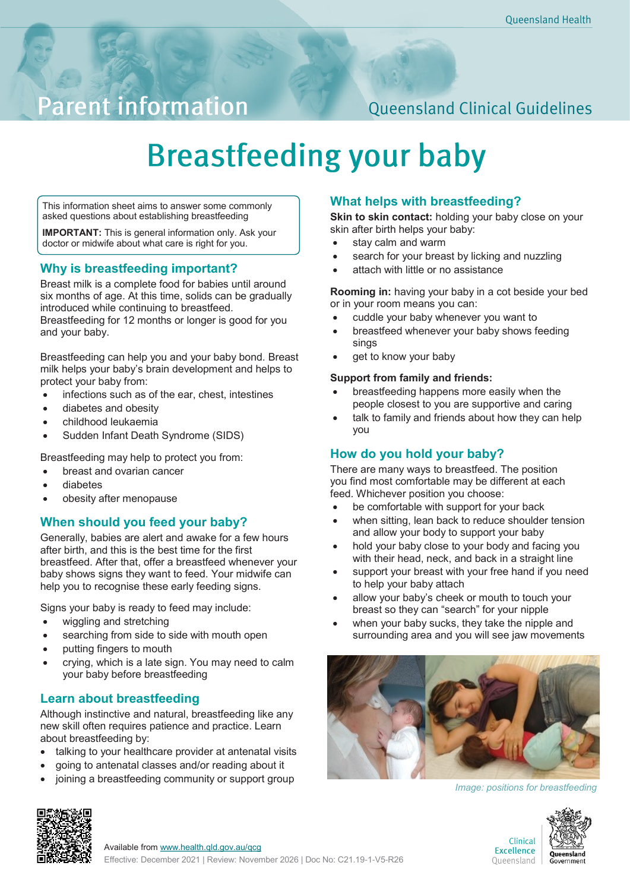Parent information

Queensland Clinical Guidelines

# Breastfeeding your baby

This information sheet aims to answer some commonly asked questions about establishing breastfeeding

**IMPORTANT:** This is general information only. Ask your doctor or midwife about what care is right for you.

## Why is breastfeeding important?

Breast milk is a complete food for babies until around six months of age. At this time, solids can be gradually introduced while continuing to breastfeed. Breastfeeding for 12 months or longer is good for you and your baby.

Breastfeeding can help you and your baby bond. Breast milk helps your baby's brain development and helps to protect your baby from:

- infections such as of the ear, chest, intestines
- diabetes and obesity
- childhood leukaemia
- Sudden Infant Death Syndrome (SIDS)

Breastfeeding may help to protect you from:

- breast and ovarian cancer
- diabetes
- obesity after menopause

## When should you feed your baby?

Generally, babies are alert and awake for a few hours after birth, and this is the best time for the first breastfeed. After that, offer a breastfeed whenever your baby shows signs they want to feed. Your midwife can help you to recognise these early feeding signs.

Signs your baby is ready to feed may include:

- wiggling and stretching
- searching from side to side with mouth open
- putting fingers to mouth
- crying, which is a late sign. You may need to calm your baby before breastfeeding

## Learn about breastfeeding

Although instinctive and natural, breastfeeding like any new skill often requires patience and practice. Learn about breastfeeding by:

- talking to your healthcare provider at antenatal visits
- going to antenatal classes and/or reading about it
- joining a breastfeeding community or support group

## What helps with breastfeeding?

**Skin to skin contact:** holding your baby close on your skin after birth helps your baby:

- stay calm and warm
- search for your breast by licking and nuzzling
- attach with little or no assistance

**Rooming in:** having your baby in a cot beside your bed or in your room means you can:

- cuddle your baby whenever you want to
- breastfeed whenever your baby shows feeding sings
- get to know your baby

**Support from family and friends:**

- breastfeeding happens more easily when the people closest to you are supportive and caring
- talk to family and friends about how they can help you

## How do you hold your baby?

There are many ways to breastfeed. The position you find most comfortable may be different at each feed. Whichever position you choose:

- be comfortable with support for your back
- when sitting, lean back to reduce shoulder tension and allow your body to support your baby
- hold your baby close to your body and facing you with their head, neck, and back in a straight line
- support your breast with your free hand if you need to help your baby attach
- allow your baby's cheek or mouth to touch your breast so they can "search" for your nipple
- when your baby sucks, they take the nipple and surrounding area and you will see jaw movements

*Image: positions for breastfeeding*

Available from www.health.qld.gov.au/qcg
Effective: December 2021 | Review: November 2026 | Doc No: C21.19-1-V5-R26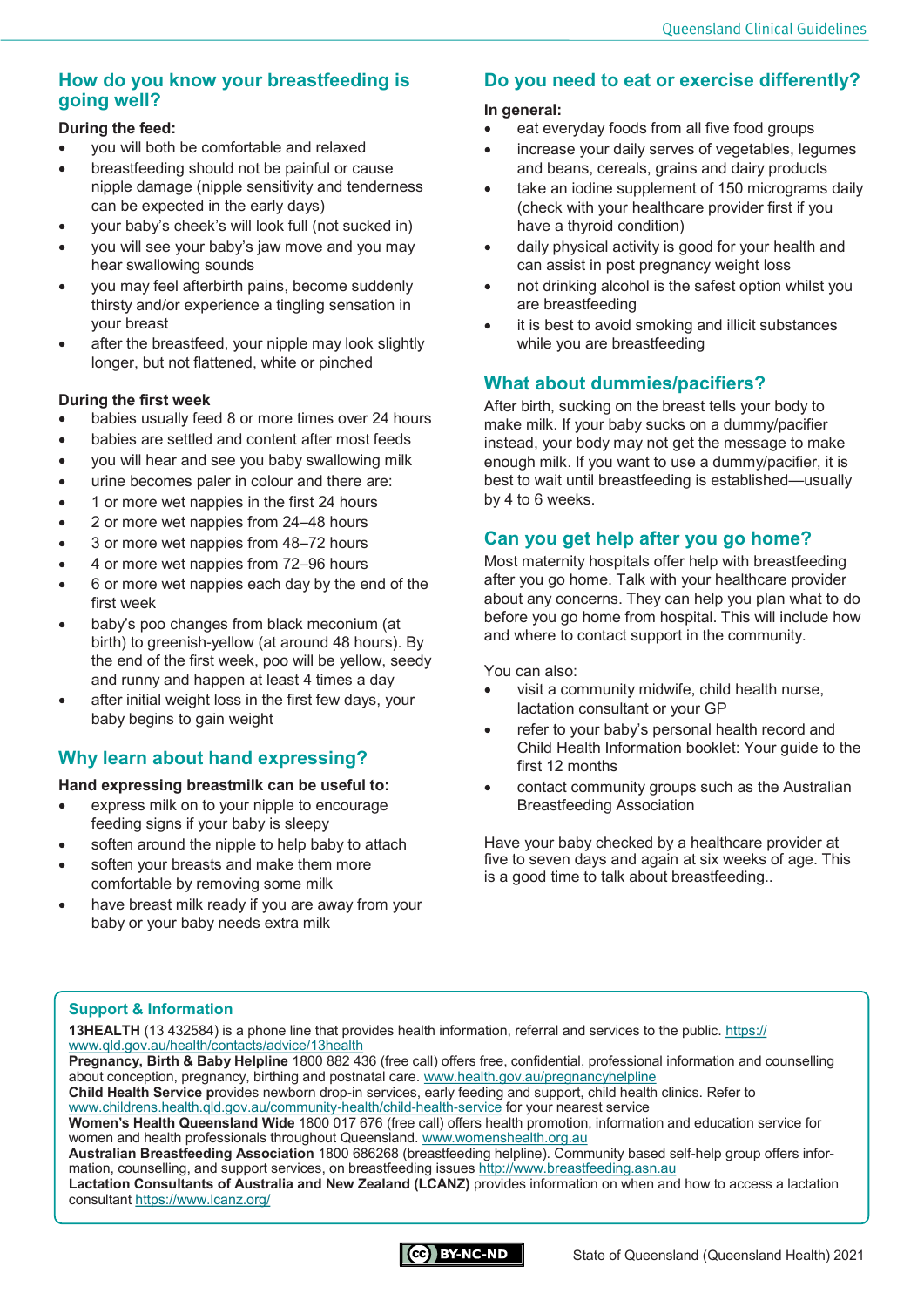## How do you know your breastfeeding is going well?

**During the feed:**

- you will both be comfortable and relaxed
- breastfeeding should not be painful or cause nipple damage (nipple sensitivity and tenderness can be expected in the early days)
- your baby's cheek's will look full (not sucked in)
- you will see your baby's jaw move and you may hear swallowing sounds
- you may feel afterbirth pains, become suddenly thirsty and/or experience a tingling sensation in your breast
- after the breastfeed, your nipple may look slightly longer, but not flattened, white or pinched

**During the first week**

- babies usually feed 8 or more times over 24 hours
- babies are settled and content after most feeds
- you will hear and see you baby swallowing milk
- urine becomes paler in colour and there are:
- 1 or more wet nappies in the first 24 hours
- 2 or more wet nappies from 24–48 hours
- 3 or more wet nappies from 48–72 hours
- 4 or more wet nappies from 72–96 hours
- 6 or more wet nappies each day by the end of the first week
- baby's poo changes from black meconium (at birth) to greenish-yellow (at around 48 hours). By the end of the first week, poo will be yellow, seedy and runny and happen at least 4 times a day
- after initial weight loss in the first few days, your baby begins to gain weight

## Why learn about hand expressing?

**Hand expressing breastmilk can be useful to:**

- express milk on to your nipple to encourage feeding signs if your baby is sleepy
- soften around the nipple to help baby to attach
- soften your breasts and make them more comfortable by removing some milk
- have breast milk ready if you are away from your baby or your baby needs extra milk

## Do you need to eat or exercise differently?

**In general:**

- eat everyday foods from all five food groups
- increase your daily serves of vegetables, legumes and beans, cereals, grains and dairy products
- take an iodine supplement of 150 micrograms daily (check with your healthcare provider first if you have a thyroid condition)
- daily physical activity is good for your health and can assist in post pregnancy weight loss
- not drinking alcohol is the safest option whilst you are breastfeeding
- it is best to avoid smoking and illicit substances while you are breastfeeding

## What about dummies/pacifiers?

After birth, sucking on the breast tells your body to make milk. If your baby sucks on a dummy/pacifier instead, your body may not get the message to make enough milk. If you want to use a dummy/pacifier, it is best to wait until breastfeeding is established—usually by 4 to 6 weeks.

## Can you get help after you go home?

Most maternity hospitals offer help with breastfeeding after you go home. Talk with your healthcare provider about any concerns. They can help you plan what to do before you go home from hospital. This will include how and where to contact support in the community.

You can also:

- visit a community midwife, child health nurse, lactation consultant or your GP
- refer to your baby's personal health record and Child Health Information booklet: Your guide to the first 12 months
- contact community groups such as the Australian Breastfeeding Association

Have your baby checked by a healthcare provider at five to seven days and again at six weeks of age. This is a good time to talk about breastfeeding..

### Support & Information

**13HEALTH** (13 432584) is a phone line that provides health information, referral and services to the public. https://www.qld.gov.au/health/contacts/advice/13health

**Pregnancy, Birth & Baby Helpline** 1800 882 436 (free call) offers free, confidential, professional information and counselling about conception, pregnancy, birthing and postnatal care. www.health.gov.au/pregnancyhelpline

**Child Health Service p**rovides newborn drop-in services, early feeding and support, child health clinics. Refer to www.childrens.health.qld.gov.au/community-health/child-health-service for your nearest service

**Women's Health Queensland Wide** 1800 017 676 (free call) offers health promotion, information and education service for women and health professionals throughout Queensland. www.womenshealth.org.au

**Australian Breastfeeding Association** 1800 686268 (breastfeeding helpline). Community based self-help group offers information, counselling, and support services, on breastfeeding issues http://www.breastfeeding.asn.au

**Lactation Consultants of Australia and New Zealand (LCANZ)** provides information on when and how to access a lactation consultant https://www.lcanz.org/

BY-NC-ND

State of Queensland (Queensland Health) 2021